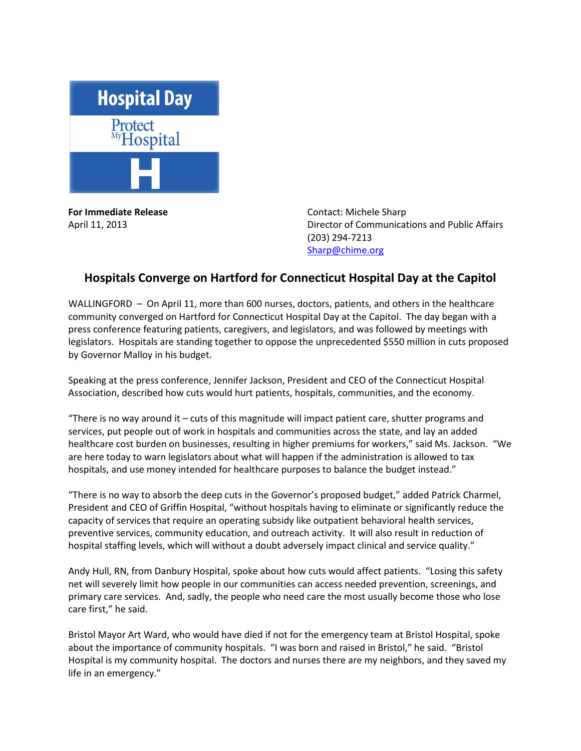Hospital Day

Protect My Hospital

H

**For Immediate Release**
April 11, 2013

Contact: Michele Sharp
Director of Communications and Public Affairs
(203) 294-7213
Sharp@chime.org

## Hospitals Converge on Hartford for Connecticut Hospital Day at the Capitol

WALLINGFORD – On April 11, more than 600 nurses, doctors, patients, and others in the healthcare community converged on Hartford for Connecticut Hospital Day at the Capitol. The day began with a press conference featuring patients, caregivers, and legislators, and was followed by meetings with legislators. Hospitals are standing together to oppose the unprecedented $550 million in cuts proposed by Governor Malloy in his budget.

Speaking at the press conference, Jennifer Jackson, President and CEO of the Connecticut Hospital Association, described how cuts would hurt patients, hospitals, communities, and the economy.

"There is no way around it – cuts of this magnitude will impact patient care, shutter programs and services, put people out of work in hospitals and communities across the state, and lay an added healthcare cost burden on businesses, resulting in higher premiums for workers," said Ms. Jackson. "We are here today to warn legislators about what will happen if the administration is allowed to tax hospitals, and use money intended for healthcare purposes to balance the budget instead."

"There is no way to absorb the deep cuts in the Governor's proposed budget," added Patrick Charmel, President and CEO of Griffin Hospital, "without hospitals having to eliminate or significantly reduce the capacity of services that require an operating subsidy like outpatient behavioral health services, preventive services, community education, and outreach activity. It will also result in reduction of hospital staffing levels, which will without a doubt adversely impact clinical and service quality."

Andy Hull, RN, from Danbury Hospital, spoke about how cuts would affect patients. "Losing this safety net will severely limit how people in our communities can access needed prevention, screenings, and primary care services. And, sadly, the people who need care the most usually become those who lose care first," he said.

Bristol Mayor Art Ward, who would have died if not for the emergency team at Bristol Hospital, spoke about the importance of community hospitals. "I was born and raised in Bristol," he said. "Bristol Hospital is my community hospital. The doctors and nurses there are my neighbors, and they saved my life in an emergency."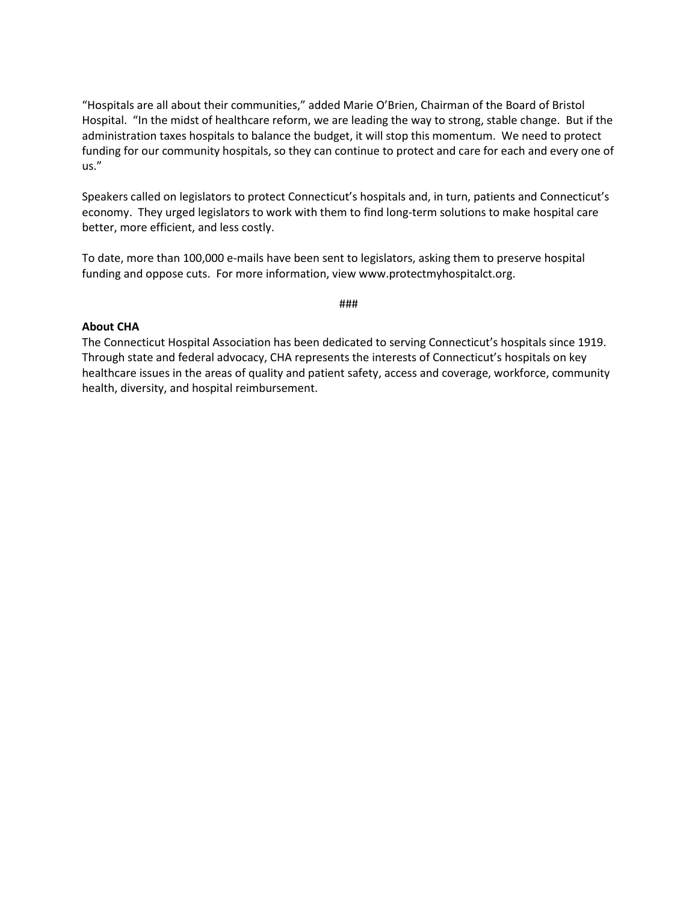"Hospitals are all about their communities," added Marie O'Brien, Chairman of the Board of Bristol Hospital. "In the midst of healthcare reform, we are leading the way to strong, stable change. But if the administration taxes hospitals to balance the budget, it will stop this momentum. We need to protect funding for our community hospitals, so they can continue to protect and care for each and every one of us."

Speakers called on legislators to protect Connecticut's hospitals and, in turn, patients and Connecticut's economy. They urged legislators to work with them to find long-term solutions to make hospital care better, more efficient, and less costly.

To date, more than 100,000 e-mails have been sent to legislators, asking them to preserve hospital funding and oppose cuts. For more information, view www.protectmyhospitalct.org.

###

**About CHA**

The Connecticut Hospital Association has been dedicated to serving Connecticut's hospitals since 1919. Through state and federal advocacy, CHA represents the interests of Connecticut's hospitals on key healthcare issues in the areas of quality and patient safety, access and coverage, workforce, community health, diversity, and hospital reimbursement.